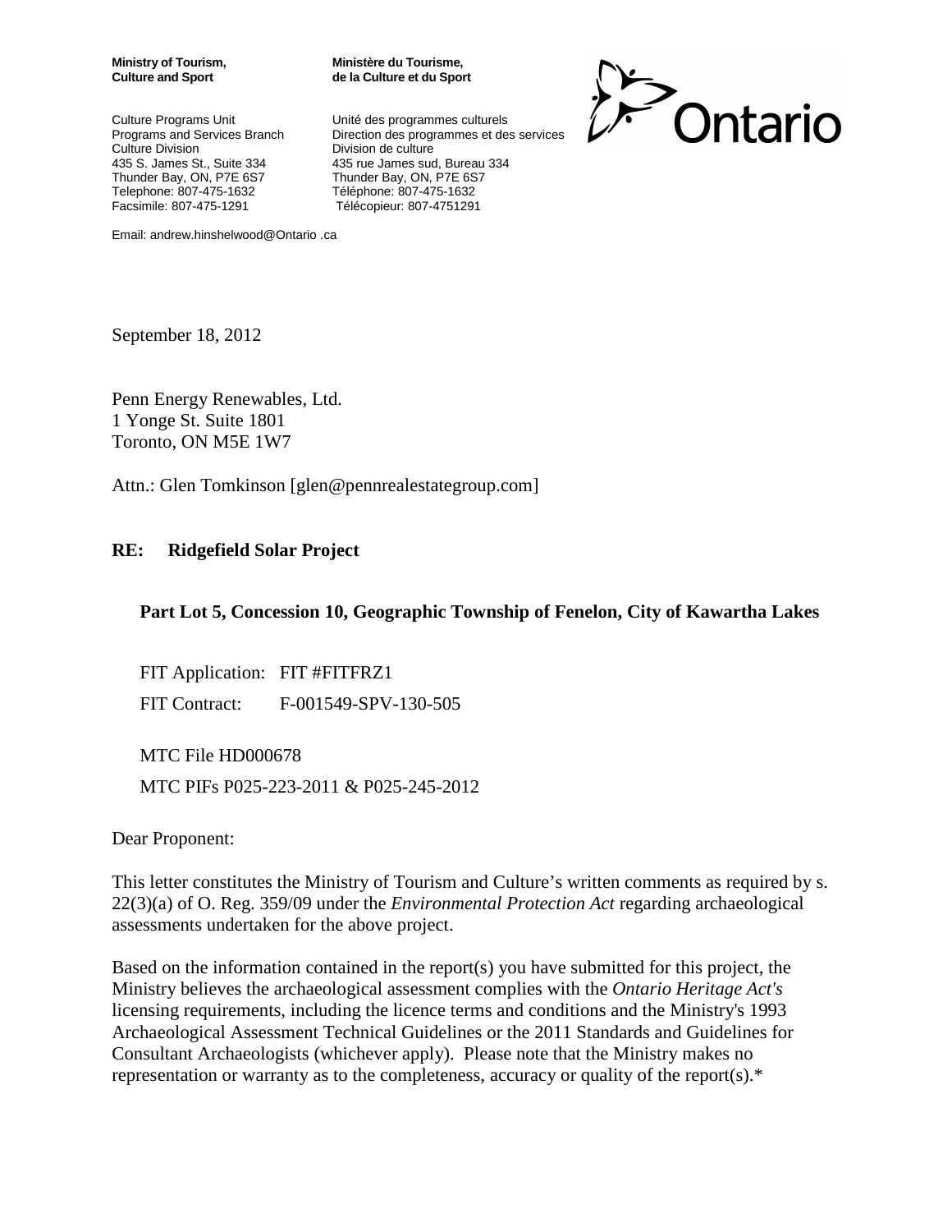**Ministry of Tourism, Culture and Sport**

Culture Programs Unit
Programs and Services Branch
Culture Division
435 S. James St., Suite 334
Thunder Bay, ON, P7E 6S7
Telephone: 807-475-1632
Facsimile: 807-475-1291

**Ministère du Tourisme, de la Culture et du Sport**

Unité des programmes culturels
Direction des programmes et des services
Division de culture
435 rue James sud, Bureau 334
Thunder Bay, ON, P7E 6S7
Téléphone: 807-475-1632
Télécopieur: 807-4751291

Email: andrew.hinshelwood@Ontario .ca

Ontario

September 18, 2012

Penn Energy Renewables, Ltd.
1 Yonge St. Suite 1801
Toronto, ON M5E 1W7

Attn.: Glen Tomkinson [glen@pennrealestategroup.com]

**RE: Ridgefield Solar Project**

**Part Lot 5, Concession 10, Geographic Township of Fenelon, City of Kawartha Lakes**

FIT Application: FIT #FITFRZ1

FIT Contract: F-001549-SPV-130-505

MTC File HD000678

MTC PIFs P025-223-2011 & P025-245-2012

Dear Proponent:

This letter constitutes the Ministry of Tourism and Culture's written comments as required by s. 22(3)(a) of O. Reg. 359/09 under the *Environmental Protection Act* regarding archaeological assessments undertaken for the above project.

Based on the information contained in the report(s) you have submitted for this project, the Ministry believes the archaeological assessment complies with the *Ontario Heritage Act's* licensing requirements, including the licence terms and conditions and the Ministry's 1993 Archaeological Assessment Technical Guidelines or the 2011 Standards and Guidelines for Consultant Archaeologists (whichever apply). Please note that the Ministry makes no representation or warranty as to the completeness, accuracy or quality of the report(s).*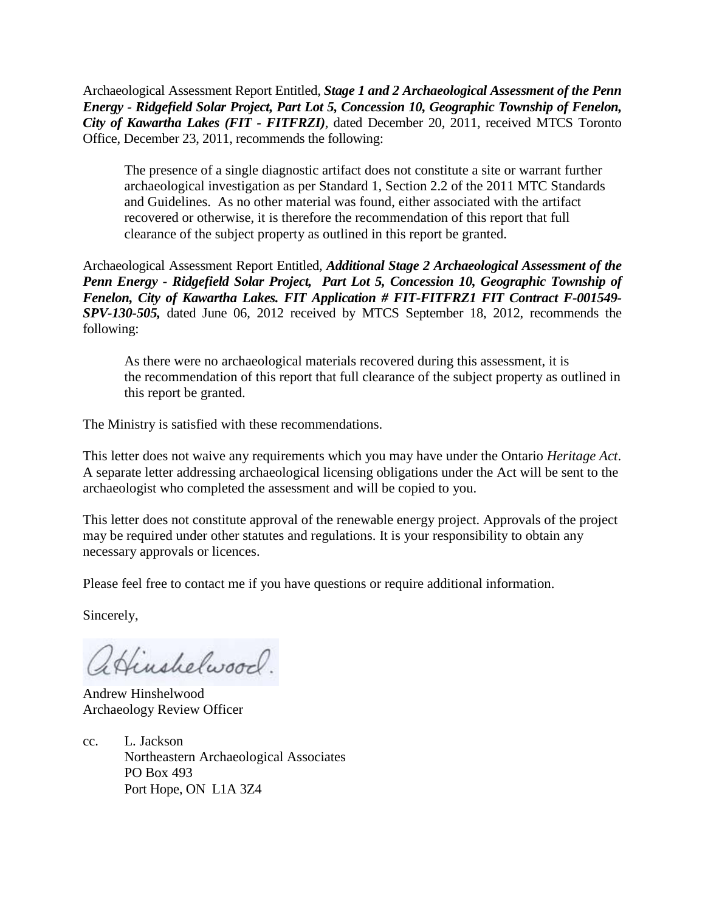Archaeological Assessment Report Entitled, ***Stage 1 and 2 Archaeological Assessment of the Penn Energy - Ridgefield Solar Project, Part Lot 5, Concession 10, Geographic Township of Fenelon, City of Kawartha Lakes (FIT - FITFRZI)***, dated December 20, 2011, received MTCS Toronto Office, December 23, 2011, recommends the following:

> The presence of a single diagnostic artifact does not constitute a site or warrant further archaeological investigation as per Standard 1, Section 2.2 of the 2011 MTC Standards and Guidelines. As no other material was found, either associated with the artifact recovered or otherwise, it is therefore the recommendation of this report that full clearance of the subject property as outlined in this report be granted.

Archaeological Assessment Report Entitled, ***Additional Stage 2 Archaeological Assessment of the Penn Energy - Ridgefield Solar Project, Part Lot 5, Concession 10, Geographic Township of Fenelon, City of Kawartha Lakes. FIT Application # FIT-FITFRZ1 FIT Contract F-001549-SPV-130-505,*** dated June 06, 2012 received by MTCS September 18, 2012, recommends the following:

> As there were no archaeological materials recovered during this assessment, it is the recommendation of this report that full clearance of the subject property as outlined in this report be granted.

The Ministry is satisfied with these recommendations.

This letter does not waive any requirements which you may have under the Ontario *Heritage Act*. A separate letter addressing archaeological licensing obligations under the Act will be sent to the archaeologist who completed the assessment and will be copied to you.

This letter does not constitute approval of the renewable energy project. Approvals of the project may be required under other statutes and regulations. It is your responsibility to obtain any necessary approvals or licences.

Please feel free to contact me if you have questions or require additional information.

Sincerely,

A. Hinshelwood.

Andrew Hinshelwood
Archaeology Review Officer

cc. L. Jackson
Northeastern Archaeological Associates
PO Box 493
Port Hope, ON L1A 3Z4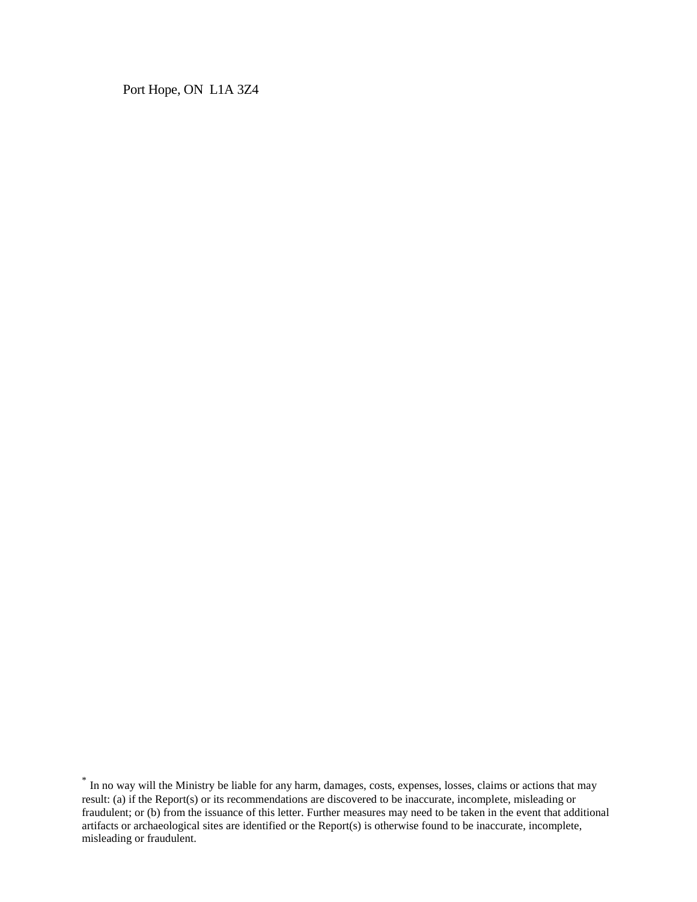Port Hope, ON  L1A 3Z4

* In no way will the Ministry be liable for any harm, damages, costs, expenses, losses, claims or actions that may result: (a) if the Report(s) or its recommendations are discovered to be inaccurate, incomplete, misleading or fraudulent; or (b) from the issuance of this letter. Further measures may need to be taken in the event that additional artifacts or archaeological sites are identified or the Report(s) is otherwise found to be inaccurate, incomplete, misleading or fraudulent.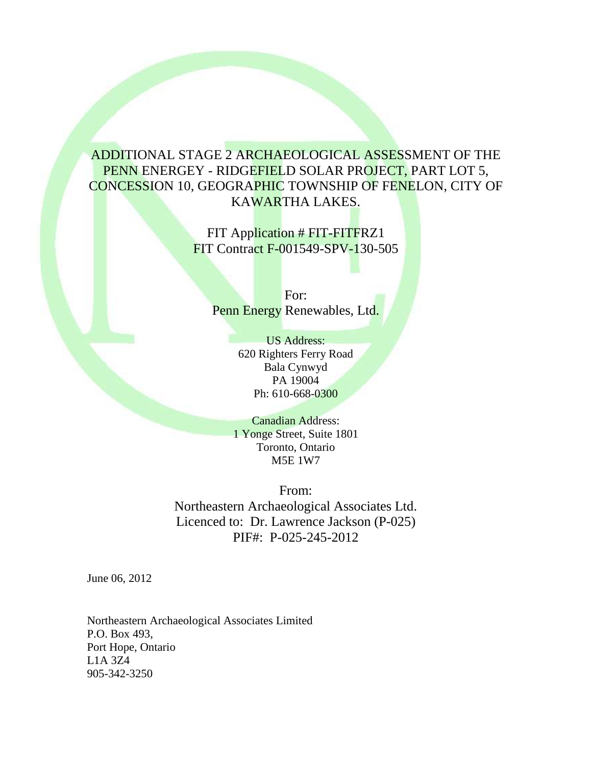# ADDITIONAL STAGE 2 ARCHAEOLOGICAL ASSESSMENT OF THE PENN ENERGEY - RIDGEFIELD SOLAR PROJECT, PART LOT 5, CONCESSION 10, GEOGRAPHIC TOWNSHIP OF FENELON, CITY OF KAWARTHA LAKES.

FIT Application # FIT-FITFRZ1
FIT Contract F-001549-SPV-130-505

For:
Penn Energy Renewables, Ltd.

US Address:
620 Righters Ferry Road
Bala Cynwyd
PA 19004
Ph: 610-668-0300

Canadian Address:
1 Yonge Street, Suite 1801
Toronto, Ontario
M5E 1W7

From:
Northeastern Archaeological Associates Ltd.
Licenced to: Dr. Lawrence Jackson (P-025)
PIF#: P-025-245-2012

June 06, 2012

Northeastern Archaeological Associates Limited
P.O. Box 493,
Port Hope, Ontario
L1A 3Z4
905-342-3250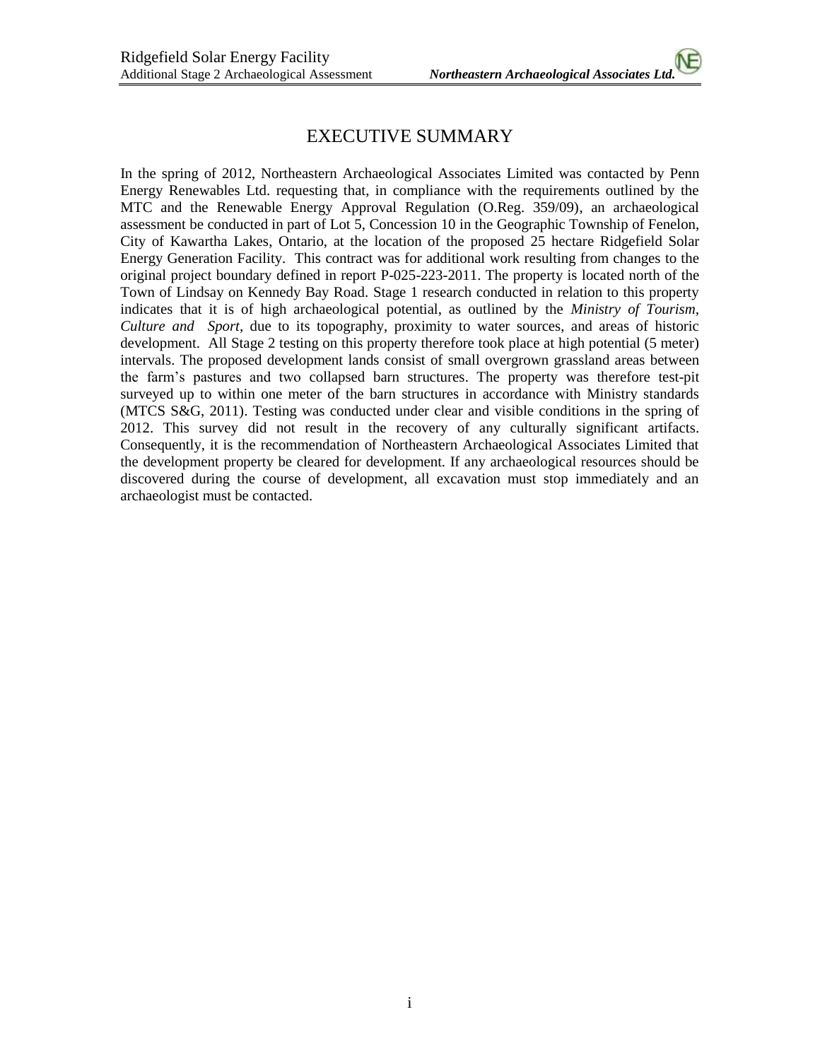# EXECUTIVE SUMMARY

In the spring of 2012, Northeastern Archaeological Associates Limited was contacted by Penn Energy Renewables Ltd. requesting that, in compliance with the requirements outlined by the MTC and the Renewable Energy Approval Regulation (O.Reg. 359/09), an archaeological assessment be conducted in part of Lot 5, Concession 10 in the Geographic Township of Fenelon, City of Kawartha Lakes, Ontario, at the location of the proposed 25 hectare Ridgefield Solar Energy Generation Facility. This contract was for additional work resulting from changes to the original project boundary defined in report P-025-223-2011. The property is located north of the Town of Lindsay on Kennedy Bay Road. Stage 1 research conducted in relation to this property indicates that it is of high archaeological potential, as outlined by the *Ministry of Tourism, Culture and Sport*, due to its topography, proximity to water sources, and areas of historic development. All Stage 2 testing on this property therefore took place at high potential (5 meter) intervals. The proposed development lands consist of small overgrown grassland areas between the farm's pastures and two collapsed barn structures. The property was therefore test-pit surveyed up to within one meter of the barn structures in accordance with Ministry standards (MTCS S&G, 2011). Testing was conducted under clear and visible conditions in the spring of 2012. This survey did not result in the recovery of any culturally significant artifacts. Consequently, it is the recommendation of Northeastern Archaeological Associates Limited that the development property be cleared for development. If any archaeological resources should be discovered during the course of development, all excavation must stop immediately and an archaeologist must be contacted.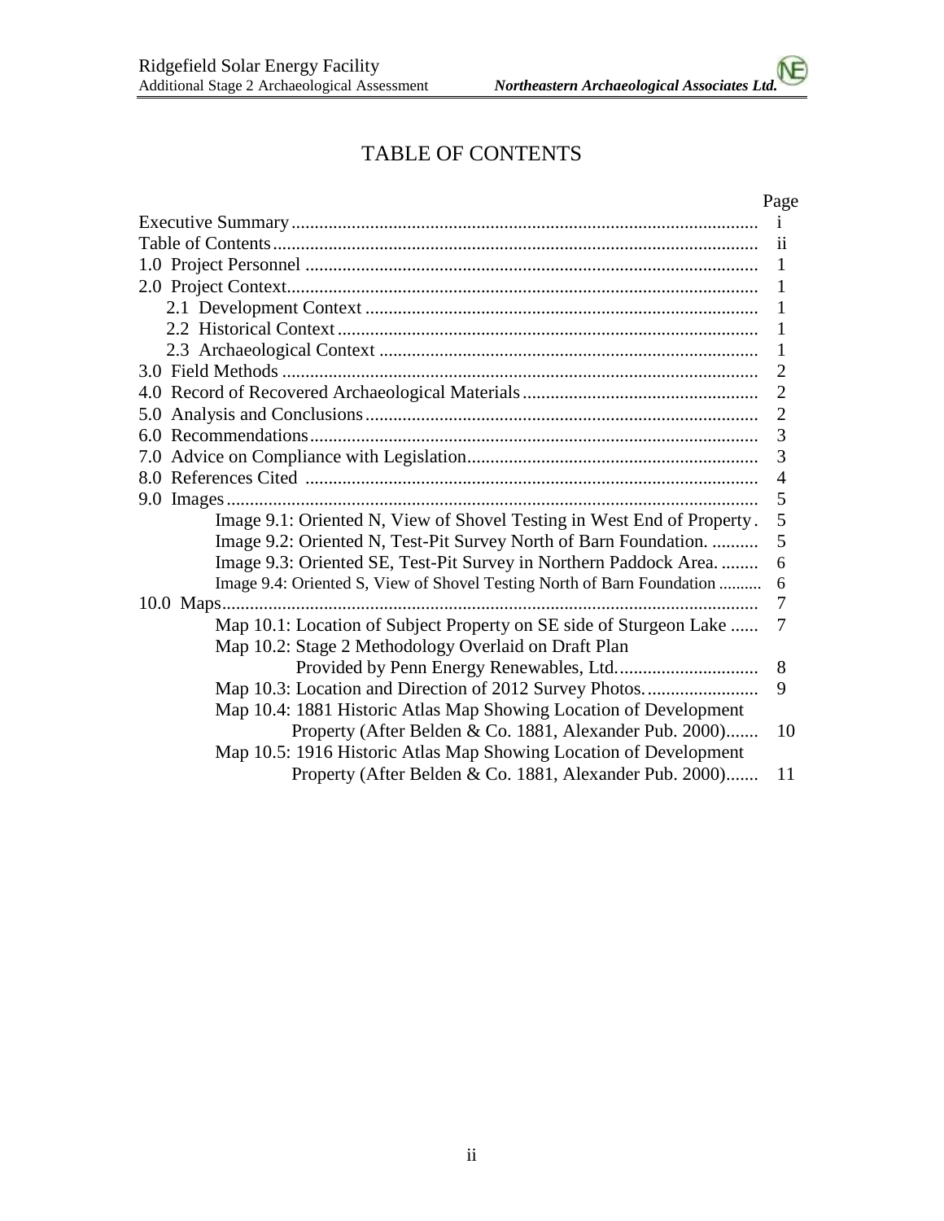# TABLE OF CONTENTS

| | Page |
|---|---|
| Executive Summary | i |
| Table of Contents | ii |
| 1.0 Project Personnel | 1 |
| 2.0 Project Context | 1 |
| 2.1 Development Context | 1 |
| 2.2 Historical Context | 1 |
| 2.3 Archaeological Context | 1 |
| 3.0 Field Methods | 2 |
| 4.0 Record of Recovered Archaeological Materials | 2 |
| 5.0 Analysis and Conclusions | 2 |
| 6.0 Recommendations | 3 |
| 7.0 Advice on Compliance with Legislation | 3 |
| 8.0 References Cited | 4 |
| 9.0 Images | 5 |
| Image 9.1: Oriented N, View of Shovel Testing in West End of Property | 5 |
| Image 9.2: Oriented N, Test-Pit Survey North of Barn Foundation. | 5 |
| Image 9.3: Oriented SE, Test-Pit Survey in Northern Paddock Area. | 6 |
| Image 9.4: Oriented S, View of Shovel Testing North of Barn Foundation | 6 |
| 10.0 Maps | 7 |
| Map 10.1: Location of Subject Property on SE side of Sturgeon Lake | 7 |
| Map 10.2: Stage 2 Methodology Overlaid on Draft Plan Provided by Penn Energy Renewables, Ltd. | 8 |
| Map 10.3: Location and Direction of 2012 Survey Photos. | 9 |
| Map 10.4: 1881 Historic Atlas Map Showing Location of Development Property (After Belden & Co. 1881, Alexander Pub. 2000) | 10 |
| Map 10.5: 1916 Historic Atlas Map Showing Location of Development Property (After Belden & Co. 1881, Alexander Pub. 2000) | 11 |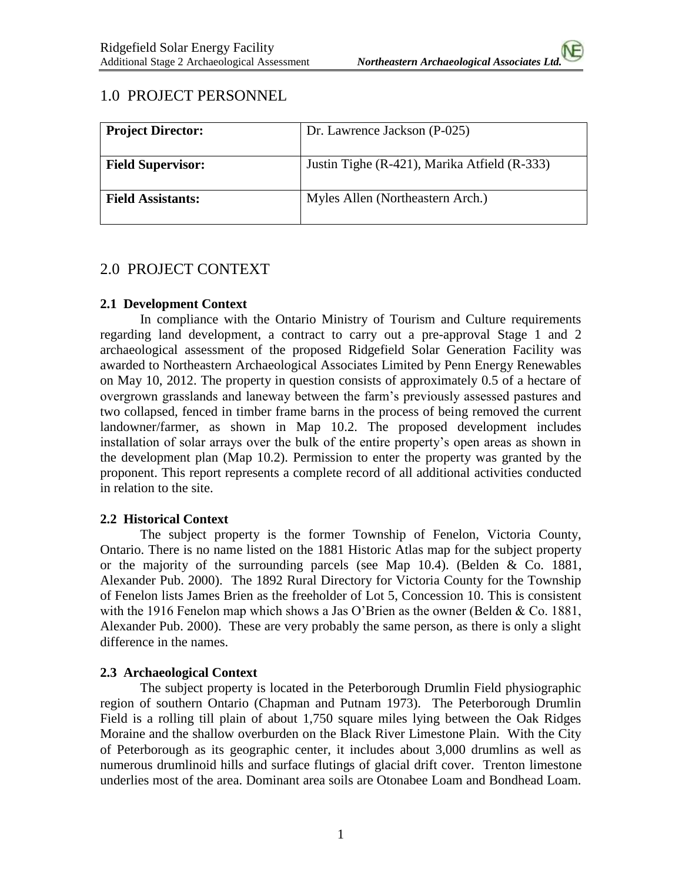# 1.0 PROJECT PERSONNEL

| | |
|---|---|
| **Project Director:** | Dr. Lawrence Jackson (P-025) |
| **Field Supervisor:** | Justin Tighe (R-421), Marika Atfield (R-333) |
| **Field Assistants:** | Myles Allen (Northeastern Arch.) |

# 2.0 PROJECT CONTEXT

### 2.1 Development Context

In compliance with the Ontario Ministry of Tourism and Culture requirements regarding land development, a contract to carry out a pre-approval Stage 1 and 2 archaeological assessment of the proposed Ridgefield Solar Generation Facility was awarded to Northeastern Archaeological Associates Limited by Penn Energy Renewables on May 10, 2012. The property in question consists of approximately 0.5 of a hectare of overgrown grasslands and laneway between the farm's previously assessed pastures and two collapsed, fenced in timber frame barns in the process of being removed the current landowner/farmer, as shown in Map 10.2. The proposed development includes installation of solar arrays over the bulk of the entire property's open areas as shown in the development plan (Map 10.2). Permission to enter the property was granted by the proponent. This report represents a complete record of all additional activities conducted in relation to the site.

### 2.2 Historical Context

The subject property is the former Township of Fenelon, Victoria County, Ontario. There is no name listed on the 1881 Historic Atlas map for the subject property or the majority of the surrounding parcels (see Map 10.4). (Belden & Co. 1881, Alexander Pub. 2000). The 1892 Rural Directory for Victoria County for the Township of Fenelon lists James Brien as the freeholder of Lot 5, Concession 10. This is consistent with the 1916 Fenelon map which shows a Jas O'Brien as the owner (Belden & Co. 1881, Alexander Pub. 2000). These are very probably the same person, as there is only a slight difference in the names.

### 2.3 Archaeological Context

The subject property is located in the Peterborough Drumlin Field physiographic region of southern Ontario (Chapman and Putnam 1973). The Peterborough Drumlin Field is a rolling till plain of about 1,750 square miles lying between the Oak Ridges Moraine and the shallow overburden on the Black River Limestone Plain. With the City of Peterborough as its geographic center, it includes about 3,000 drumlins as well as numerous drumlinoid hills and surface flutings of glacial drift cover. Trenton limestone underlies most of the area. Dominant area soils are Otonabee Loam and Bondhead Loam.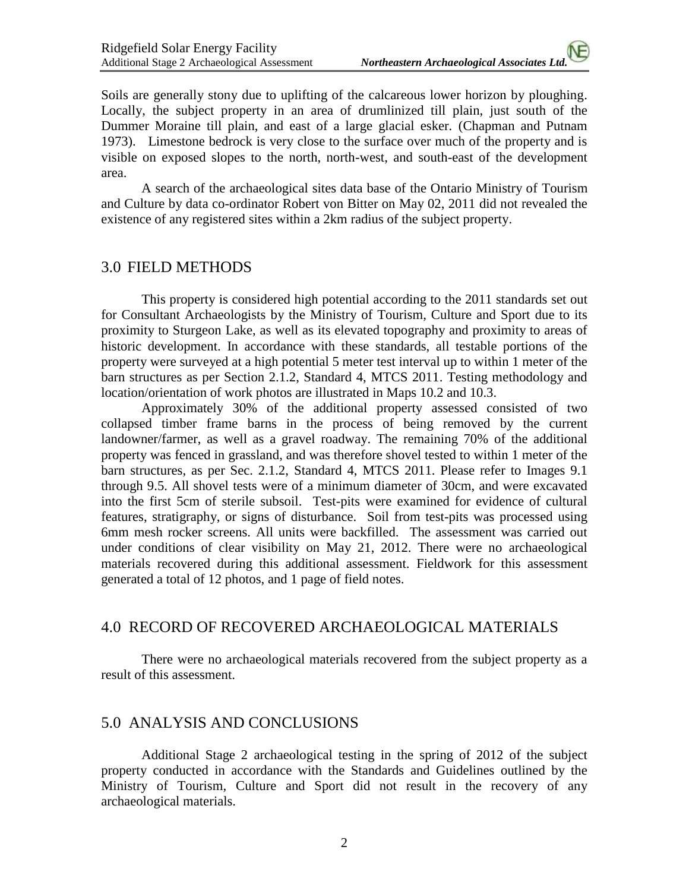Soils are generally stony due to uplifting of the calcareous lower horizon by ploughing. Locally, the subject property in an area of drumlinized till plain, just south of the Dummer Moraine till plain, and east of a large glacial esker. (Chapman and Putnam 1973). Limestone bedrock is very close to the surface over much of the property and is visible on exposed slopes to the north, north-west, and south-east of the development area.

A search of the archaeological sites data base of the Ontario Ministry of Tourism and Culture by data co-ordinator Robert von Bitter on May 02, 2011 did not revealed the existence of any registered sites within a 2km radius of the subject property.

## 3.0 FIELD METHODS

This property is considered high potential according to the 2011 standards set out for Consultant Archaeologists by the Ministry of Tourism, Culture and Sport due to its proximity to Sturgeon Lake, as well as its elevated topography and proximity to areas of historic development. In accordance with these standards, all testable portions of the property were surveyed at a high potential 5 meter test interval up to within 1 meter of the barn structures as per Section 2.1.2, Standard 4, MTCS 2011. Testing methodology and location/orientation of work photos are illustrated in Maps 10.2 and 10.3.

Approximately 30% of the additional property assessed consisted of two collapsed timber frame barns in the process of being removed by the current landowner/farmer, as well as a gravel roadway. The remaining 70% of the additional property was fenced in grassland, and was therefore shovel tested to within 1 meter of the barn structures, as per Sec. 2.1.2, Standard 4, MTCS 2011. Please refer to Images 9.1 through 9.5. All shovel tests were of a minimum diameter of 30cm, and were excavated into the first 5cm of sterile subsoil. Test-pits were examined for evidence of cultural features, stratigraphy, or signs of disturbance. Soil from test-pits was processed using 6mm mesh rocker screens. All units were backfilled. The assessment was carried out under conditions of clear visibility on May 21, 2012. There were no archaeological materials recovered during this additional assessment. Fieldwork for this assessment generated a total of 12 photos, and 1 page of field notes.

## 4.0 RECORD OF RECOVERED ARCHAEOLOGICAL MATERIALS

There were no archaeological materials recovered from the subject property as a result of this assessment.

## 5.0 ANALYSIS AND CONCLUSIONS

Additional Stage 2 archaeological testing in the spring of 2012 of the subject property conducted in accordance with the Standards and Guidelines outlined by the Ministry of Tourism, Culture and Sport did not result in the recovery of any archaeological materials.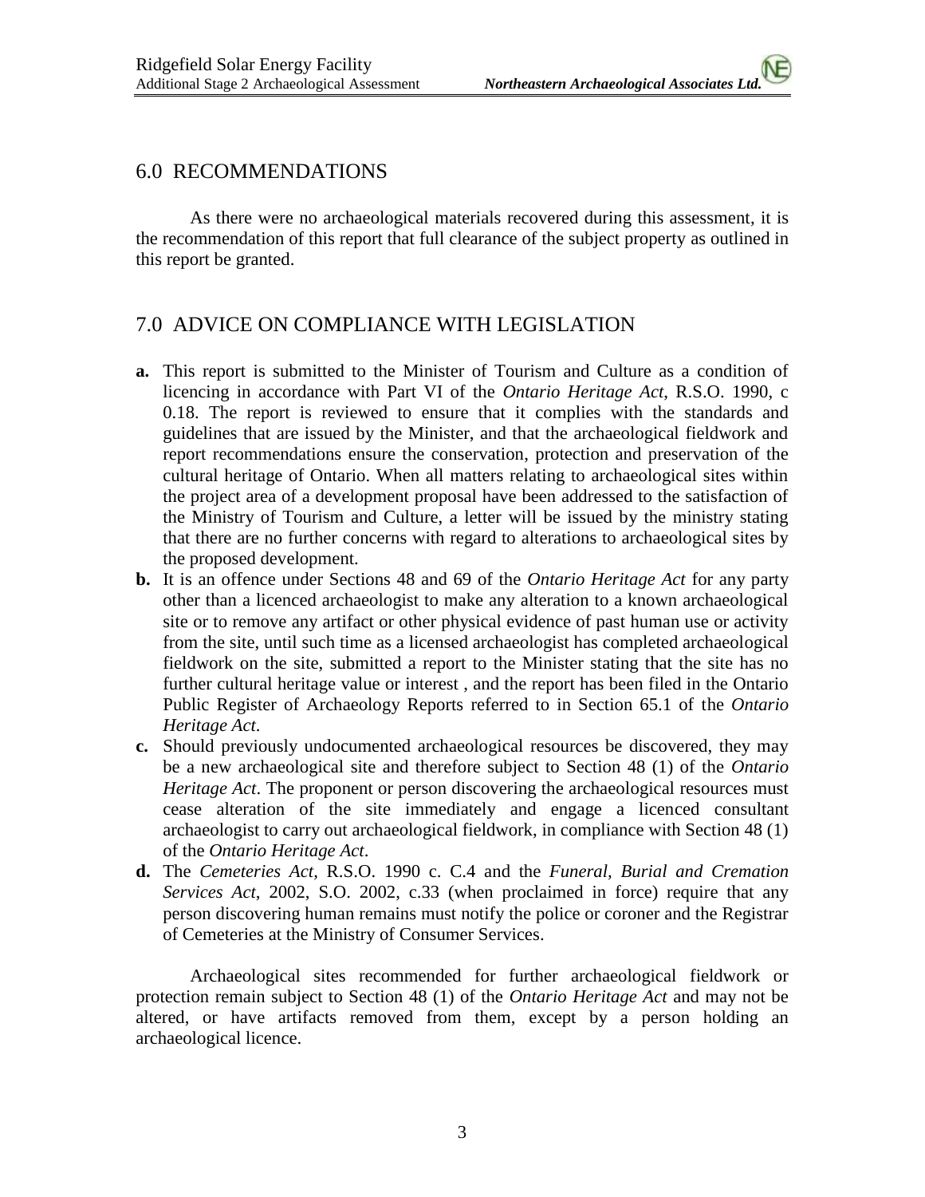## 6.0 RECOMMENDATIONS

As there were no archaeological materials recovered during this assessment, it is the recommendation of this report that full clearance of the subject property as outlined in this report be granted.

## 7.0 ADVICE ON COMPLIANCE WITH LEGISLATION

**a.** This report is submitted to the Minister of Tourism and Culture as a condition of licencing in accordance with Part VI of the *Ontario Heritage Act*, R.S.O. 1990, c 0.18. The report is reviewed to ensure that it complies with the standards and guidelines that are issued by the Minister, and that the archaeological fieldwork and report recommendations ensure the conservation, protection and preservation of the cultural heritage of Ontario. When all matters relating to archaeological sites within the project area of a development proposal have been addressed to the satisfaction of the Ministry of Tourism and Culture, a letter will be issued by the ministry stating that there are no further concerns with regard to alterations to archaeological sites by the proposed development.

**b.** It is an offence under Sections 48 and 69 of the *Ontario Heritage Act* for any party other than a licenced archaeologist to make any alteration to a known archaeological site or to remove any artifact or other physical evidence of past human use or activity from the site, until such time as a licensed archaeologist has completed archaeological fieldwork on the site, submitted a report to the Minister stating that the site has no further cultural heritage value or interest , and the report has been filed in the Ontario Public Register of Archaeology Reports referred to in Section 65.1 of the *Ontario Heritage Act*.

**c.** Should previously undocumented archaeological resources be discovered, they may be a new archaeological site and therefore subject to Section 48 (1) of the *Ontario Heritage Act*. The proponent or person discovering the archaeological resources must cease alteration of the site immediately and engage a licenced consultant archaeologist to carry out archaeological fieldwork, in compliance with Section 48 (1) of the *Ontario Heritage Act*.

**d.** The *Cemeteries Act*, R.S.O. 1990 c. C.4 and the *Funeral, Burial and Cremation Services Act*, 2002, S.O. 2002, c.33 (when proclaimed in force) require that any person discovering human remains must notify the police or coroner and the Registrar of Cemeteries at the Ministry of Consumer Services.

Archaeological sites recommended for further archaeological fieldwork or protection remain subject to Section 48 (1) of the *Ontario Heritage Act* and may not be altered, or have artifacts removed from them, except by a person holding an archaeological licence.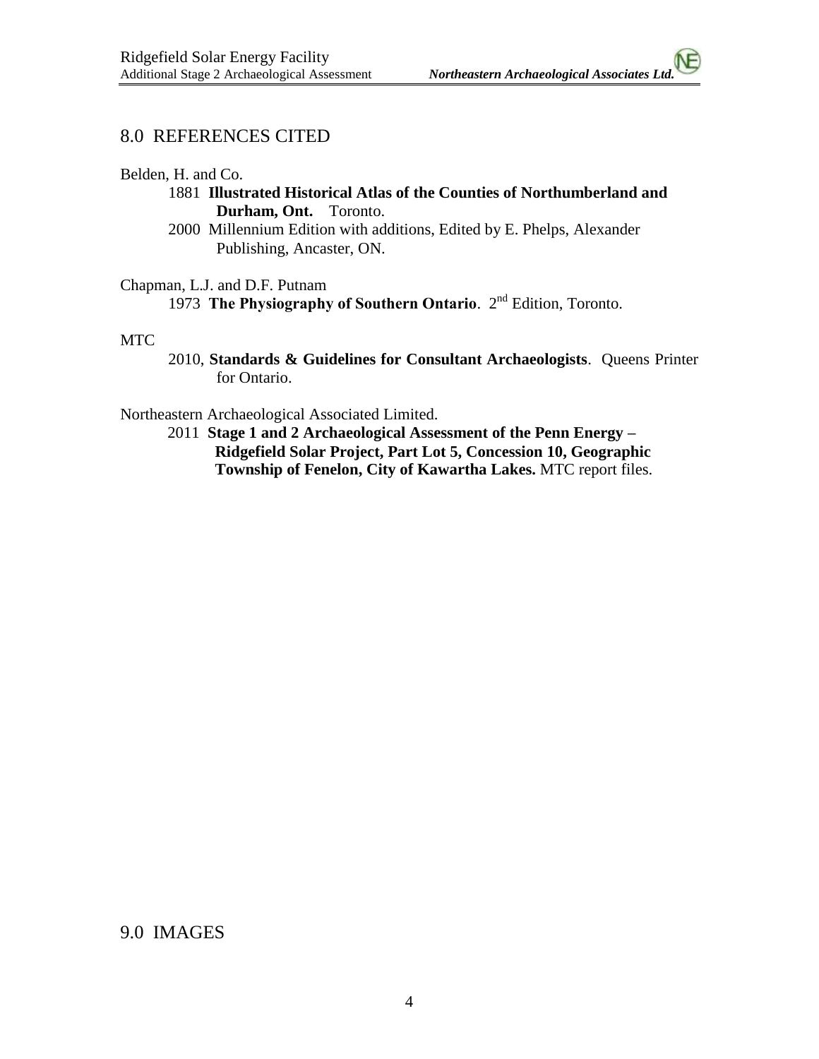## 8.0 REFERENCES CITED

Belden, H. and Co.

1881 **Illustrated Historical Atlas of the Counties of Northumberland and Durham, Ont.** Toronto.

2000 Millennium Edition with additions, Edited by E. Phelps, Alexander Publishing, Ancaster, ON.

Chapman, L.J. and D.F. Putnam

1973 **The Physiography of Southern Ontario**. 2nd Edition, Toronto.

MTC

2010, **Standards & Guidelines for Consultant Archaeologists**. Queens Printer for Ontario.

Northeastern Archaeological Associated Limited.

2011 **Stage 1 and 2 Archaeological Assessment of the Penn Energy – Ridgefield Solar Project, Part Lot 5, Concession 10, Geographic Township of Fenelon, City of Kawartha Lakes.** MTC report files.

## 9.0 IMAGES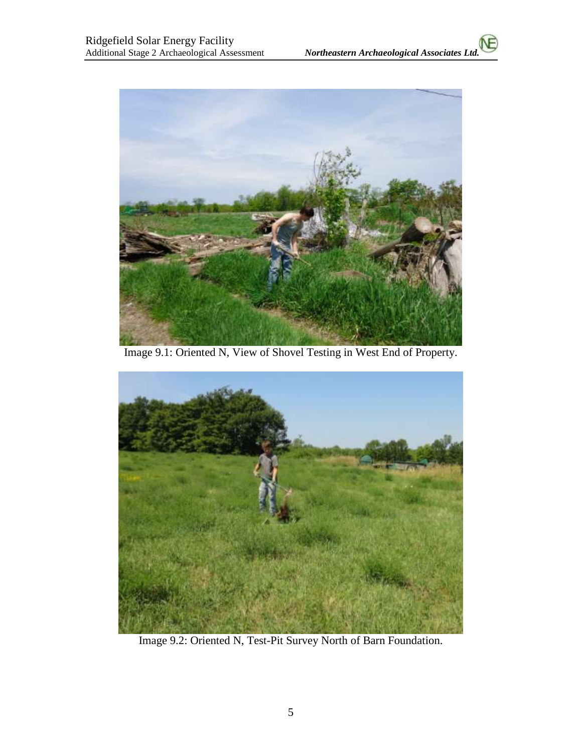Image 9.1: Oriented N, View of Shovel Testing in West End of Property.

Image 9.2: Oriented N, Test-Pit Survey North of Barn Foundation.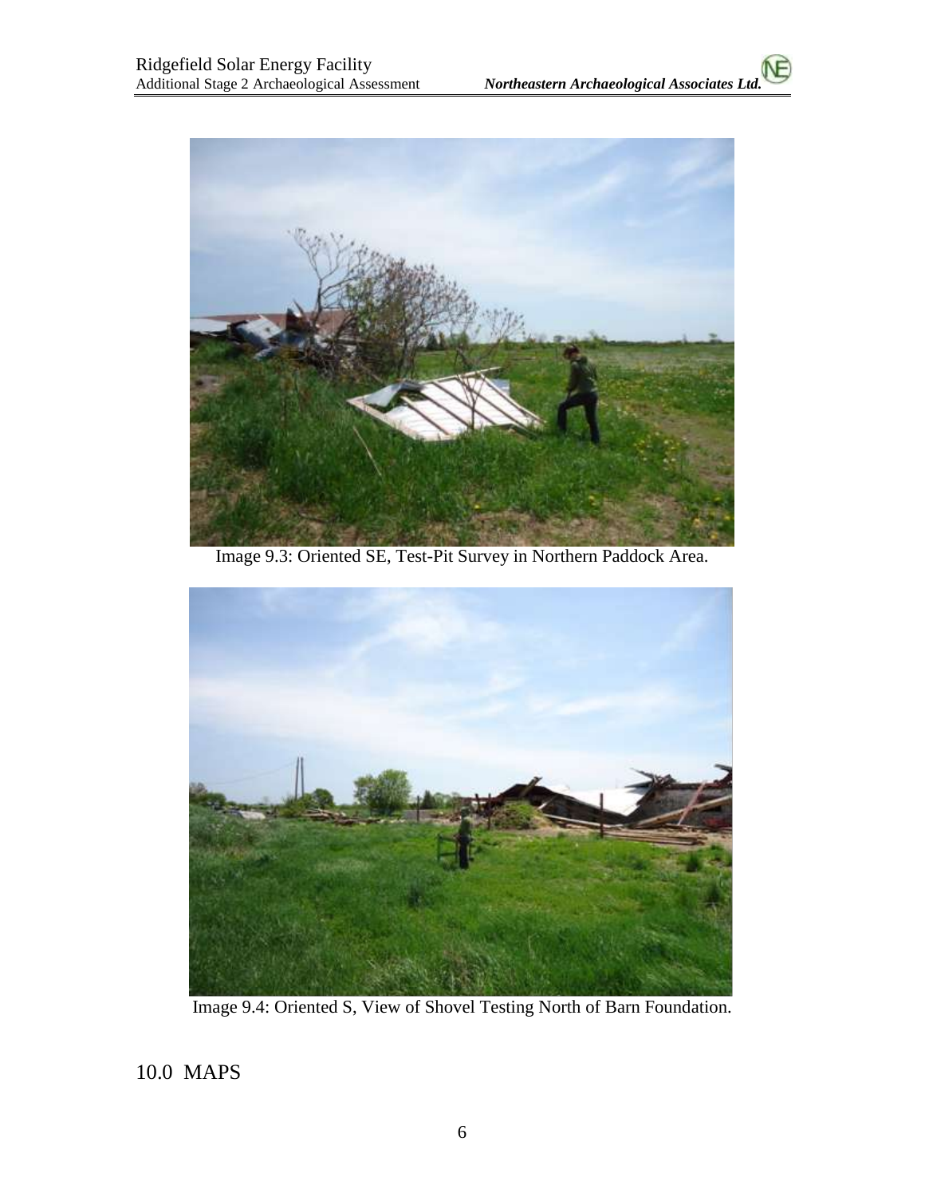Image 9.3: Oriented SE, Test-Pit Survey in Northern Paddock Area.

Image 9.4: Oriented S, View of Shovel Testing North of Barn Foundation.

# 10.0 MAPS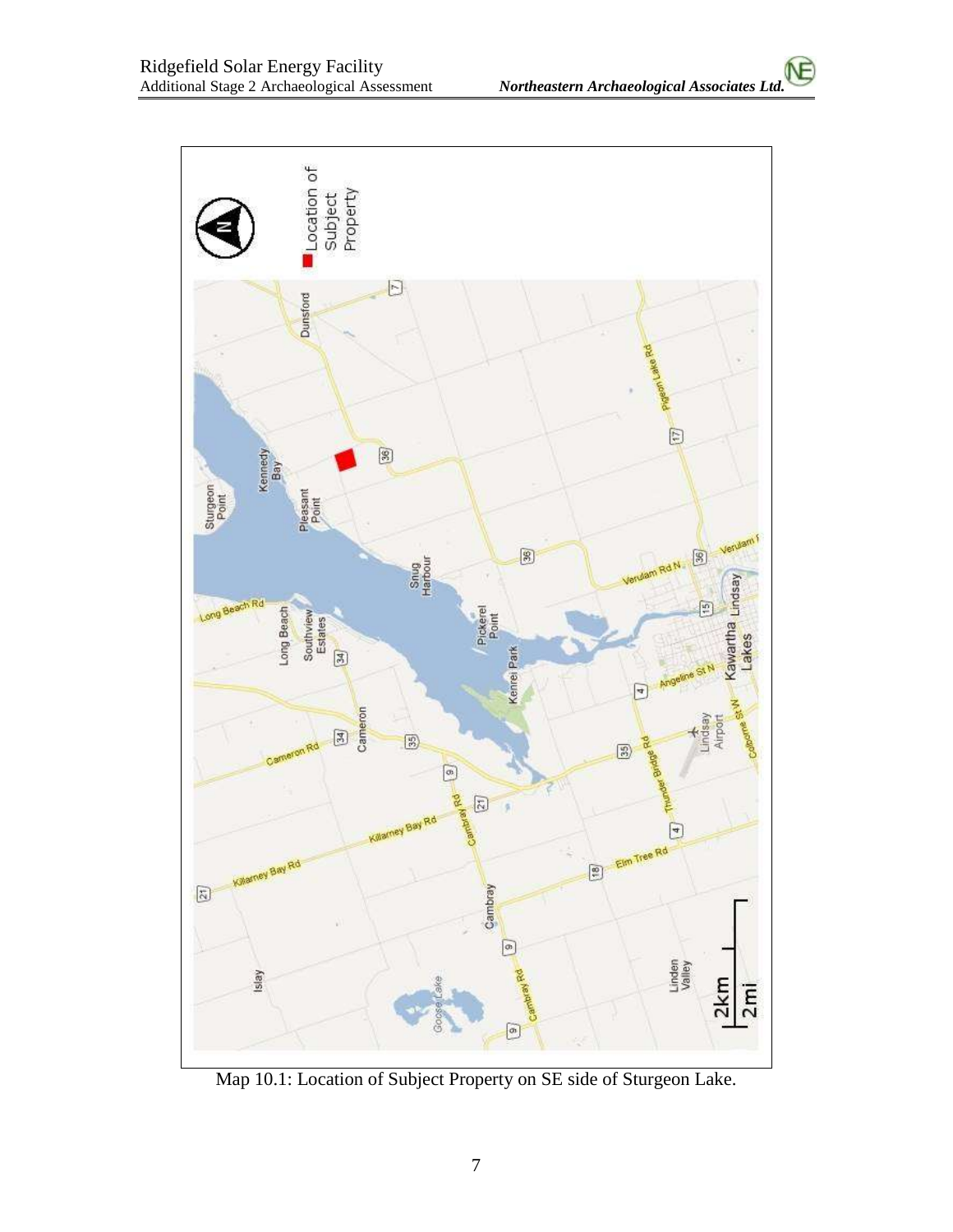Map 10.1: Location of Subject Property on SE side of Sturgeon Lake.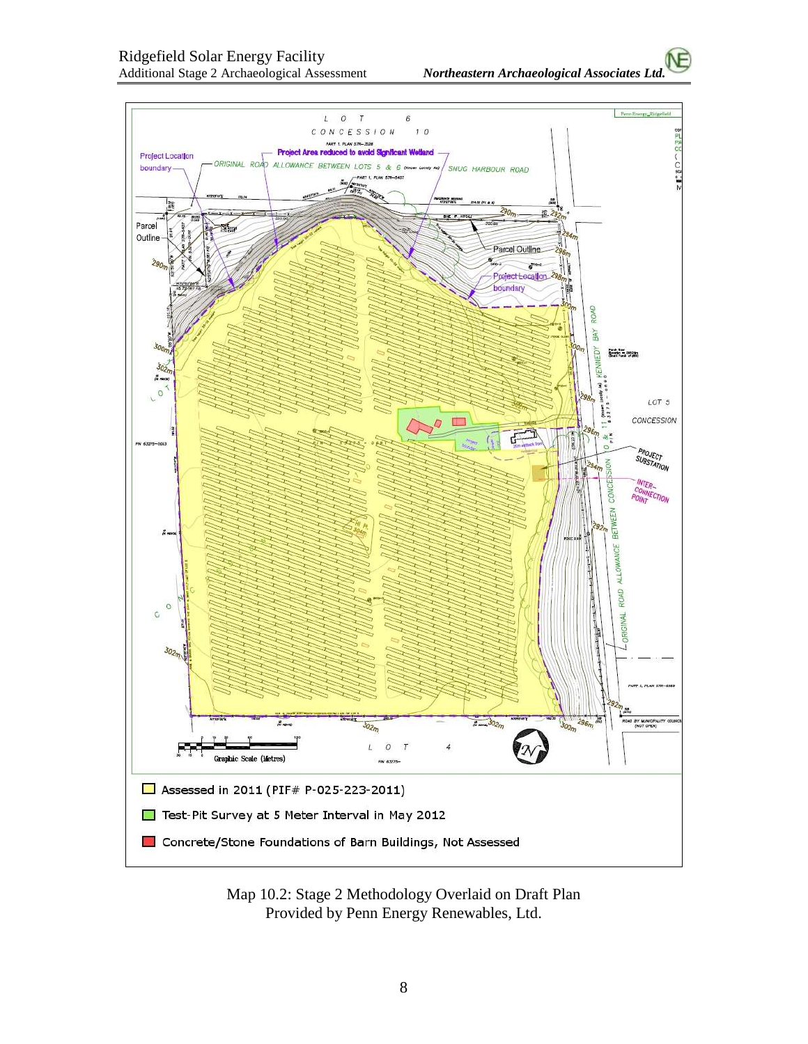Assessed in 2011 (PIF# P-025-223-2011)

Test-Pit Survey at 5 Meter Interval in May 2012

Concrete/Stone Foundations of Barn Buildings, Not Assessed

Map 10.2: Stage 2 Methodology Overlaid on Draft Plan Provided by Penn Energy Renewables, Ltd.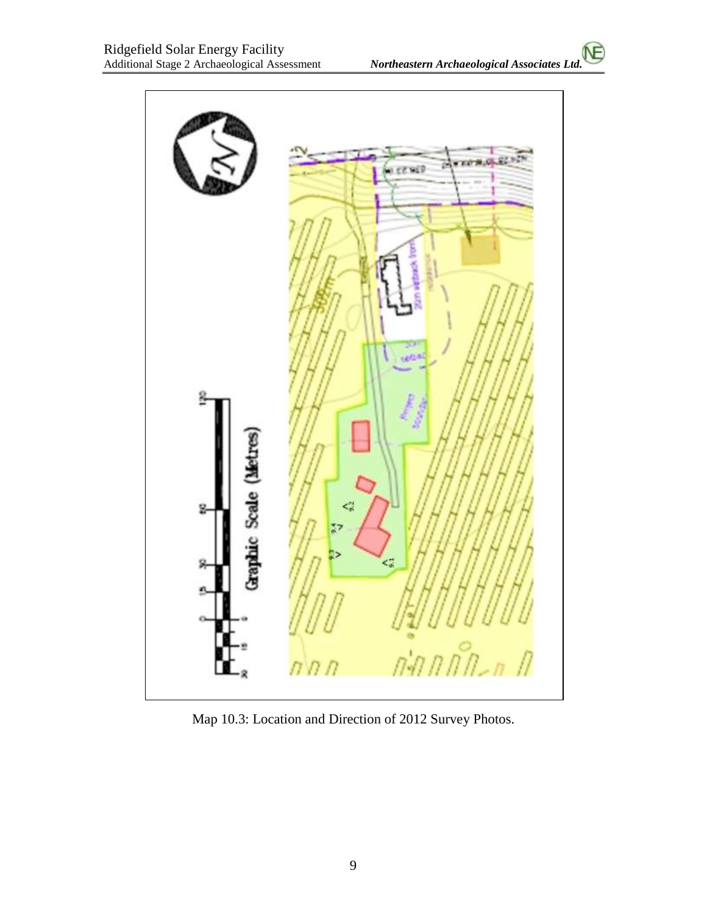Map 10.3: Location and Direction of 2012 Survey Photos.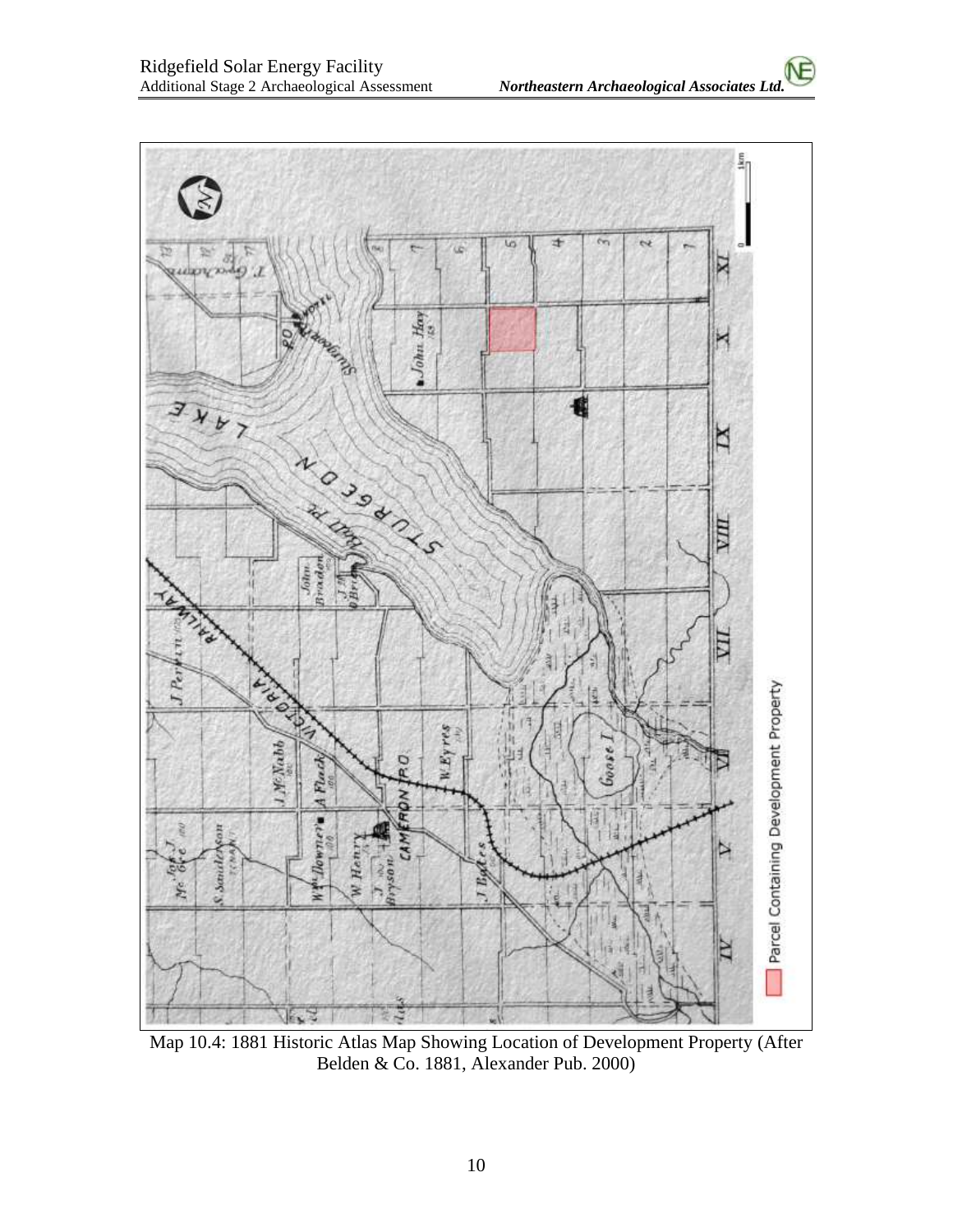Map 10.4: 1881 Historic Atlas Map Showing Location of Development Property (After Belden & Co. 1881, Alexander Pub. 2000)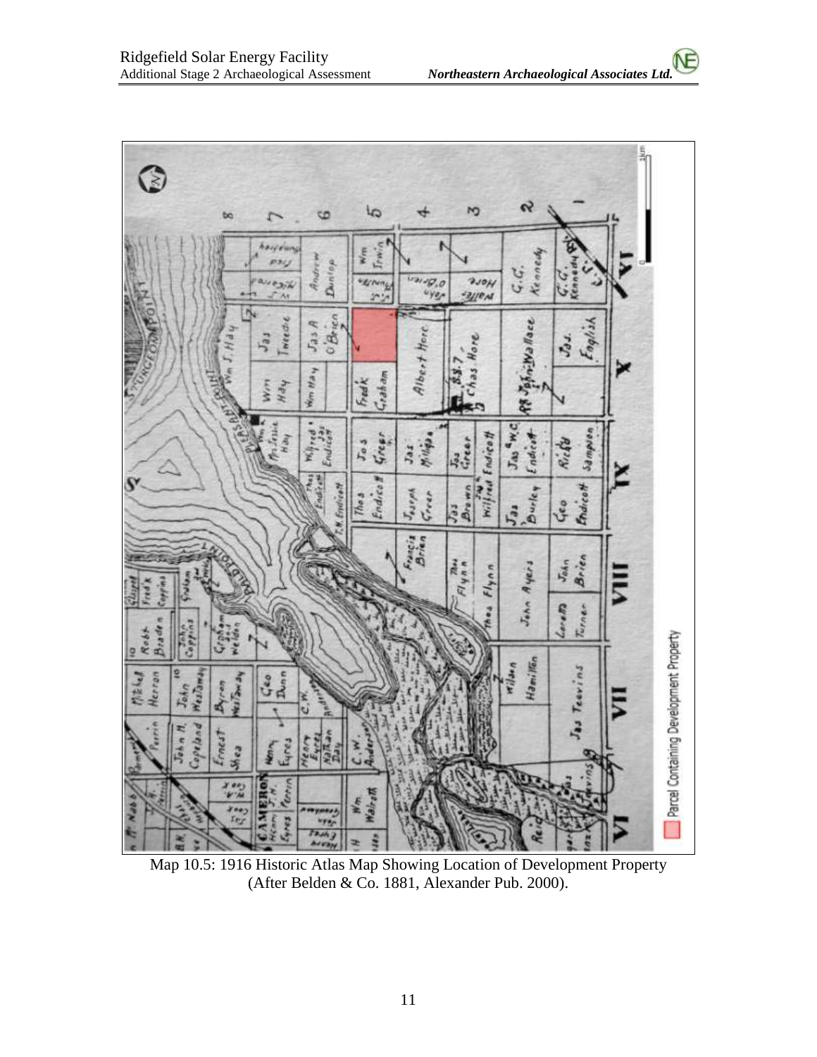Map 10.5: 1916 Historic Atlas Map Showing Location of Development Property (After Belden & Co. 1881, Alexander Pub. 2000).